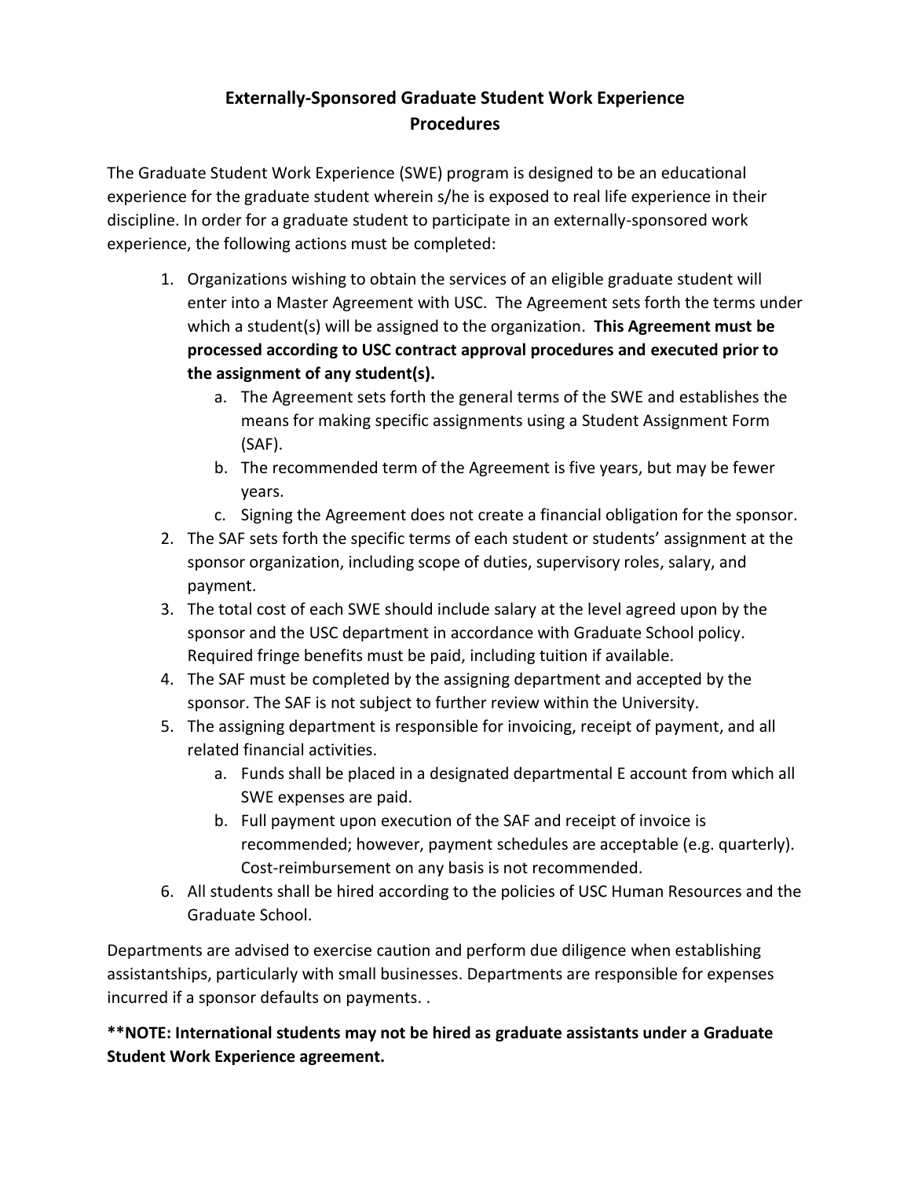# Externally-Sponsored Graduate Student Work Experience Procedures

The Graduate Student Work Experience (SWE) program is designed to be an educational experience for the graduate student wherein s/he is exposed to real life experience in their discipline. In order for a graduate student to participate in an externally-sponsored work experience, the following actions must be completed:

1. Organizations wishing to obtain the services of an eligible graduate student will enter into a Master Agreement with USC. The Agreement sets forth the terms under which a student(s) will be assigned to the organization. **This Agreement must be processed according to USC contract approval procedures and executed prior to the assignment of any student(s).**
   a. The Agreement sets forth the general terms of the SWE and establishes the means for making specific assignments using a Student Assignment Form (SAF).
   b. The recommended term of the Agreement is five years, but may be fewer years.
   c. Signing the Agreement does not create a financial obligation for the sponsor.
2. The SAF sets forth the specific terms of each student or students' assignment at the sponsor organization, including scope of duties, supervisory roles, salary, and payment.
3. The total cost of each SWE should include salary at the level agreed upon by the sponsor and the USC department in accordance with Graduate School policy. Required fringe benefits must be paid, including tuition if available.
4. The SAF must be completed by the assigning department and accepted by the sponsor. The SAF is not subject to further review within the University.
5. The assigning department is responsible for invoicing, receipt of payment, and all related financial activities.
   a. Funds shall be placed in a designated departmental E account from which all SWE expenses are paid.
   b. Full payment upon execution of the SAF and receipt of invoice is recommended; however, payment schedules are acceptable (e.g. quarterly). Cost-reimbursement on any basis is not recommended.
6. All students shall be hired according to the policies of USC Human Resources and the Graduate School.

Departments are advised to exercise caution and perform due diligence when establishing assistantships, particularly with small businesses. Departments are responsible for expenses incurred if a sponsor defaults on payments. .

**\*\*NOTE: International students may not be hired as graduate assistants under a Graduate Student Work Experience agreement.**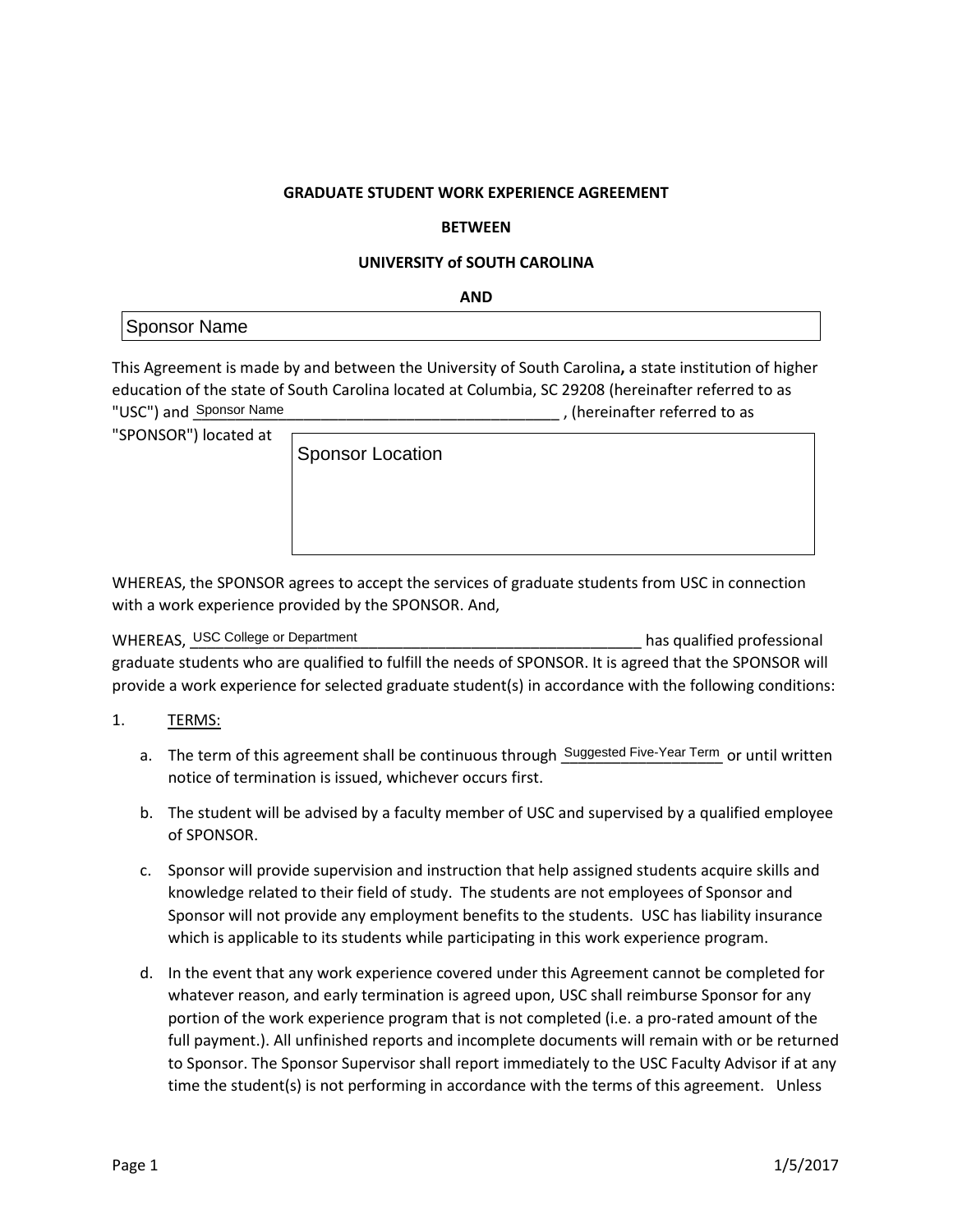**GRADUATE STUDENT WORK EXPERIENCE AGREEMENT**

**BETWEEN**

**UNIVERSITY of SOUTH CAROLINA**

**AND**

Sponsor Name

This Agreement is made by and between the University of South Carolina**,** a state institution of higher education of the state of South Carolina located at Columbia, SC 29208 (hereinafter referred to as "USC") and Sponsor Name________________________________, (hereinafter referred to as "SPONSOR") located at

Sponsor Location

WHEREAS, the SPONSOR agrees to accept the services of graduate students from USC in connection with a work experience provided by the SPONSOR. And,

WHEREAS, USC College or Department________________________________ has qualified professional graduate students who are qualified to fulfill the needs of SPONSOR. It is agreed that the SPONSOR will provide a work experience for selected graduate student(s) in accordance with the following conditions:

1. TERMS:

   a. The term of this agreement shall be continuous through Suggested Five-Year Term or until written notice of termination is issued, whichever occurs first.

   b. The student will be advised by a faculty member of USC and supervised by a qualified employee of SPONSOR.

   c. Sponsor will provide supervision and instruction that help assigned students acquire skills and knowledge related to their field of study. The students are not employees of Sponsor and Sponsor will not provide any employment benefits to the students. USC has liability insurance which is applicable to its students while participating in this work experience program.

   d. In the event that any work experience covered under this Agreement cannot be completed for whatever reason, and early termination is agreed upon, USC shall reimburse Sponsor for any portion of the work experience program that is not completed (i.e. a pro-rated amount of the full payment.). All unfinished reports and incomplete documents will remain with or be returned to Sponsor. The Sponsor Supervisor shall report immediately to the USC Faculty Advisor if at any time the student(s) is not performing in accordance with the terms of this agreement. Unless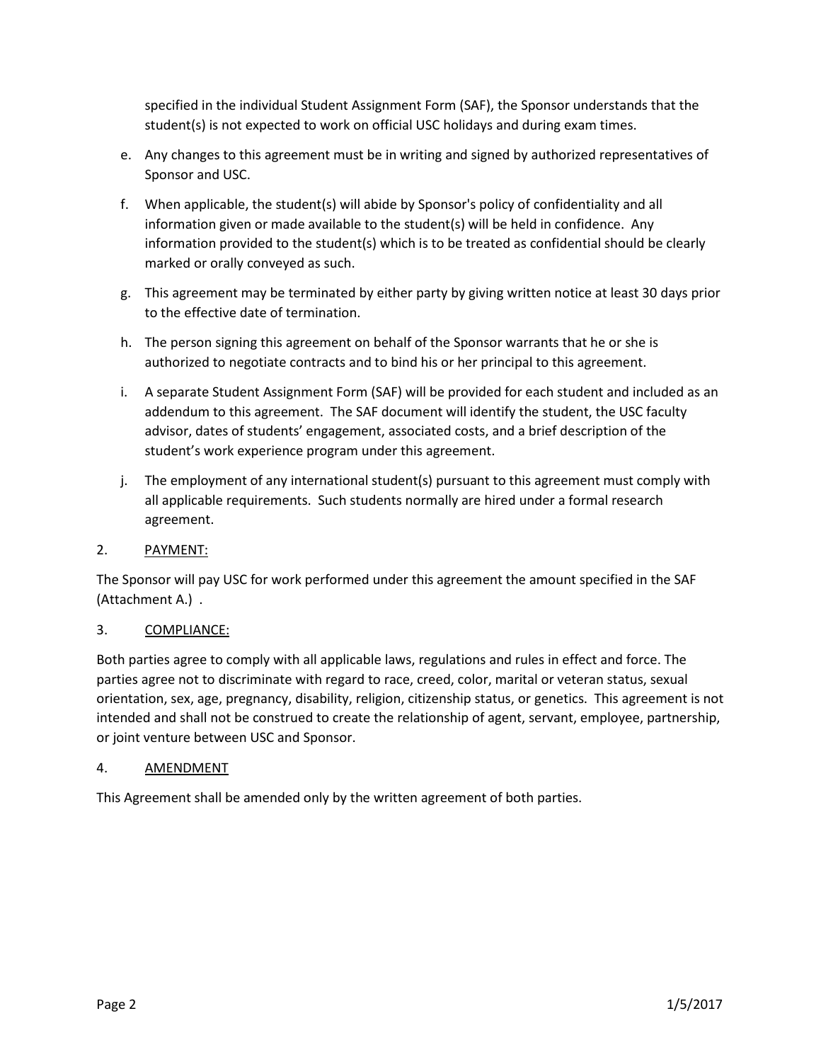specified in the individual Student Assignment Form (SAF), the Sponsor understands that the student(s) is not expected to work on official USC holidays and during exam times.

e. Any changes to this agreement must be in writing and signed by authorized representatives of Sponsor and USC.

f. When applicable, the student(s) will abide by Sponsor's policy of confidentiality and all information given or made available to the student(s) will be held in confidence. Any information provided to the student(s) which is to be treated as confidential should be clearly marked or orally conveyed as such.

g. This agreement may be terminated by either party by giving written notice at least 30 days prior to the effective date of termination.

h. The person signing this agreement on behalf of the Sponsor warrants that he or she is authorized to negotiate contracts and to bind his or her principal to this agreement.

i. A separate Student Assignment Form (SAF) will be provided for each student and included as an addendum to this agreement. The SAF document will identify the student, the USC faculty advisor, dates of students' engagement, associated costs, and a brief description of the student's work experience program under this agreement.

j. The employment of any international student(s) pursuant to this agreement must comply with all applicable requirements. Such students normally are hired under a formal research agreement.

2. <u>PAYMENT:</u>

The Sponsor will pay USC for work performed under this agreement the amount specified in the SAF (Attachment A.) .

3. <u>COMPLIANCE:</u>

Both parties agree to comply with all applicable laws, regulations and rules in effect and force. The parties agree not to discriminate with regard to race, creed, color, marital or veteran status, sexual orientation, sex, age, pregnancy, disability, religion, citizenship status, or genetics. This agreement is not intended and shall not be construed to create the relationship of agent, servant, employee, partnership, or joint venture between USC and Sponsor.

4. <u>AMENDMENT</u>

This Agreement shall be amended only by the written agreement of both parties.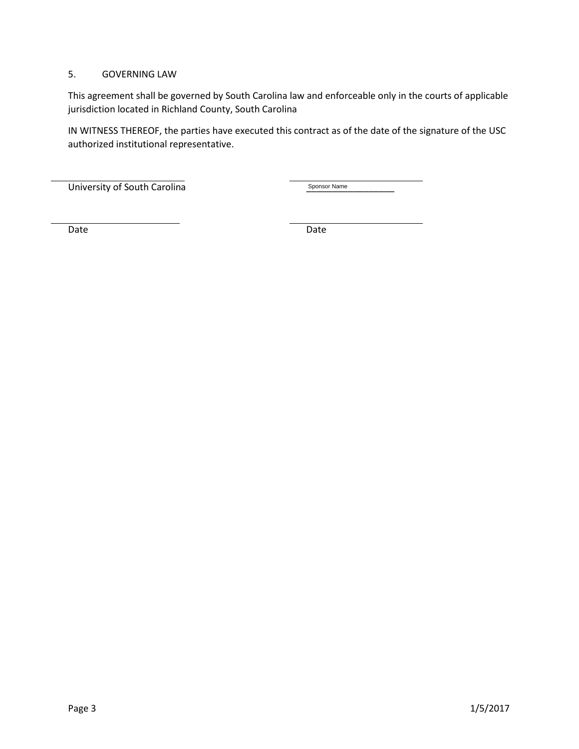## 5. GOVERNING LAW

This agreement shall be governed by South Carolina law and enforceable only in the courts of applicable jurisdiction located in Richland County, South Carolina

IN WITNESS THEREOF, the parties have executed this contract as of the date of the signature of the USC authorized institutional representative.

| | |
|---|---|
| ______________________________ | ______________________________ |
| University of South Carolina | Sponsor Name |
| ______________________________ | ______________________________ |
| Date | Date |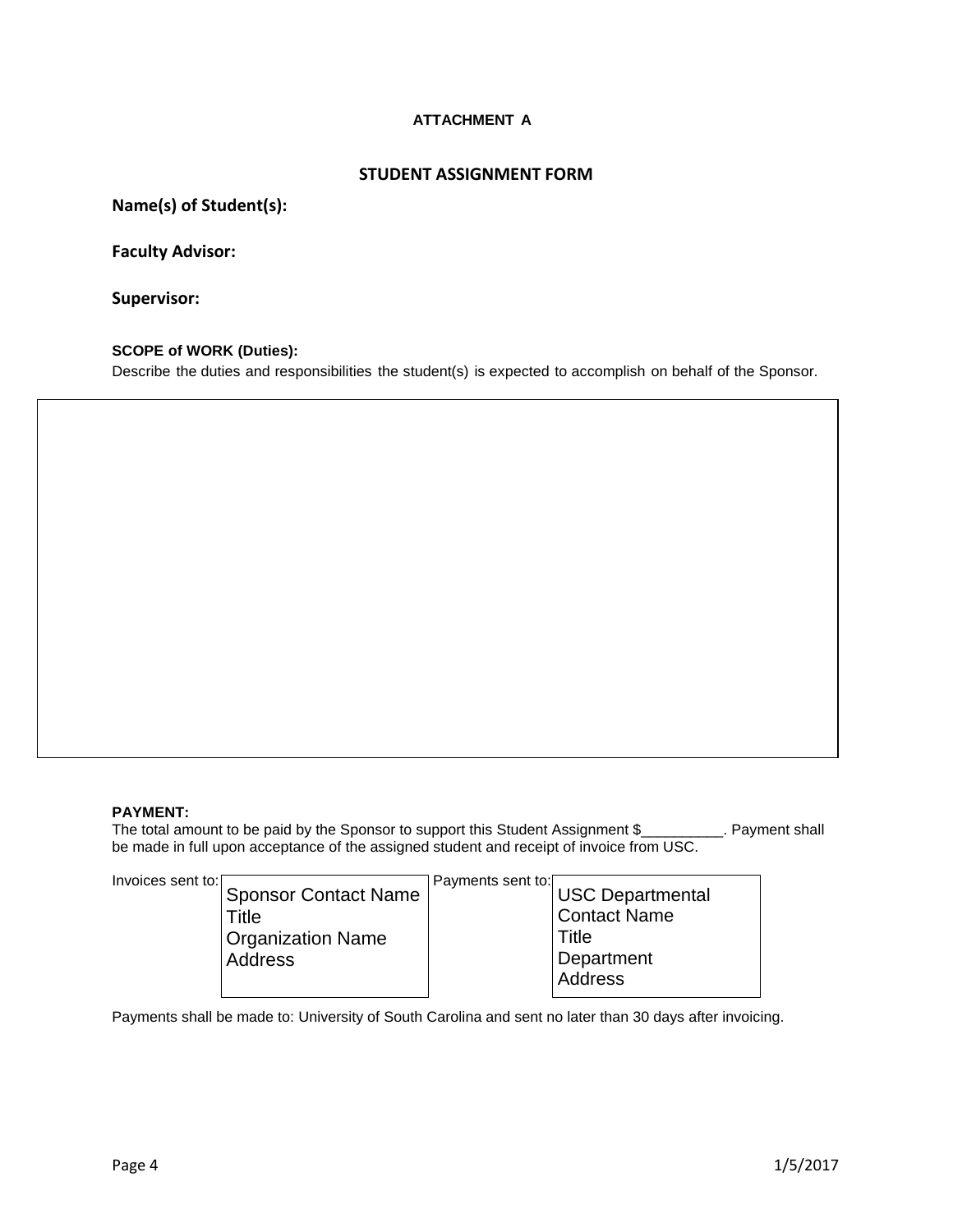**ATTACHMENT A**

## STUDENT ASSIGNMENT FORM

**Name(s) of Student(s):**

**Faculty Advisor:**

**Supervisor:**

**SCOPE of WORK (Duties):**

Describe the duties and responsibilities the student(s) is expected to accomplish on behalf of the Sponsor.

**PAYMENT:**

The total amount to be paid by the Sponsor to support this Student Assignment $__________. Payment shall be made in full upon acceptance of the assigned student and receipt of invoice from USC.

Invoices sent to:

Sponsor Contact Name
Title
Organization Name
Address

Payments sent to:

USC Departmental Contact Name
Title
Department
Address

Payments shall be made to: University of South Carolina and sent no later than 30 days after invoicing.

1/5/2017